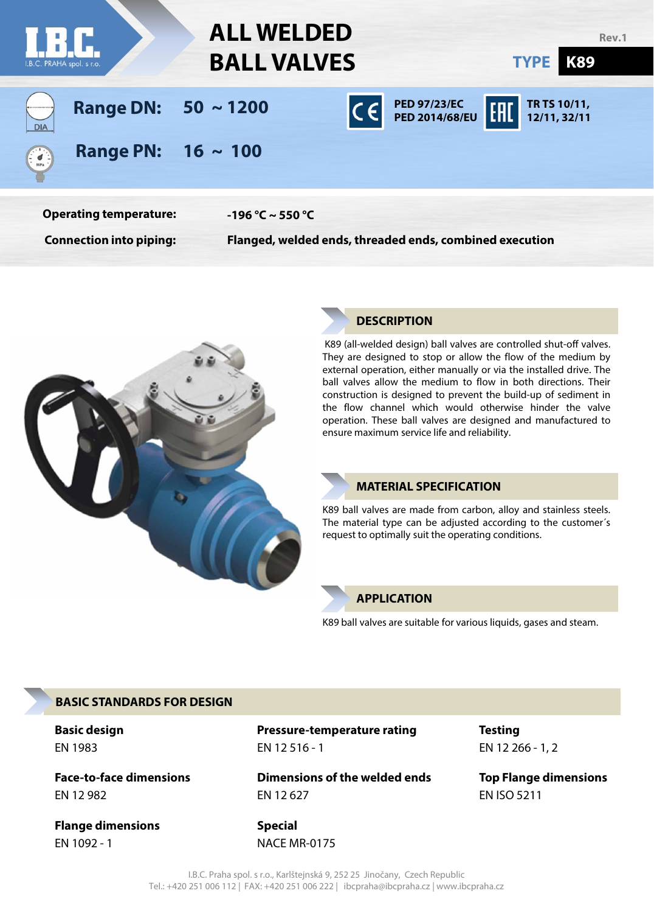I.B.C. PRAHA spol. s r.o.

# ALL WELDED BALL VALVES

Rev.1

**TYPE K89**

**Range DN:** 50 ~ 1200

**Range PN:** 16 ~ 100

PED 97/23/EC
PED 2014/68/EU

TR TS 10/11, 12/11, 32/11

**Operating temperature:** -196 °C ~ 550 °C

**Connection into piping:** Flanged, welded ends, threaded ends, combined execution

## DESCRIPTION

K89 (all-welded design) ball valves are controlled shut-off valves. They are designed to stop or allow the flow of the medium by external operation, either manually or via the installed drive. The ball valves allow the medium to flow in both directions. Their construction is designed to prevent the build-up of sediment in the flow channel which would otherwise hinder the valve operation. These ball valves are designed and manufactured to ensure maximum service life and reliability.

## MATERIAL SPECIFICATION

K89 ball valves are made from carbon, alloy and stainless steels. The material type can be adjusted according to the customer´s request to optimally suit the operating conditions.

## APPLICATION

K89 ball valves are suitable for various liquids, gases and steam.

## BASIC STANDARDS FOR DESIGN

**Basic design**
EN 1983

**Pressure-temperature rating**
EN 12 516 - 1

**Testing**
EN 12 266 - 1, 2

**Face-to-face dimensions**
EN 12 982

**Dimensions of the welded ends**
EN 12 627

**Top Flange dimensions**
EN ISO 5211

**Flange dimensions**
EN 1092 - 1

**Special**
NACE MR-0175

I.B.C. Praha spol. s r.o., Karlštejnská 9, 252 25 Jinočany, Czech Republic
Tel.: +420 251 006 112 | FAX: +420 251 006 222 | ibcpraha@ibcpraha.cz | www.ibcpraha.cz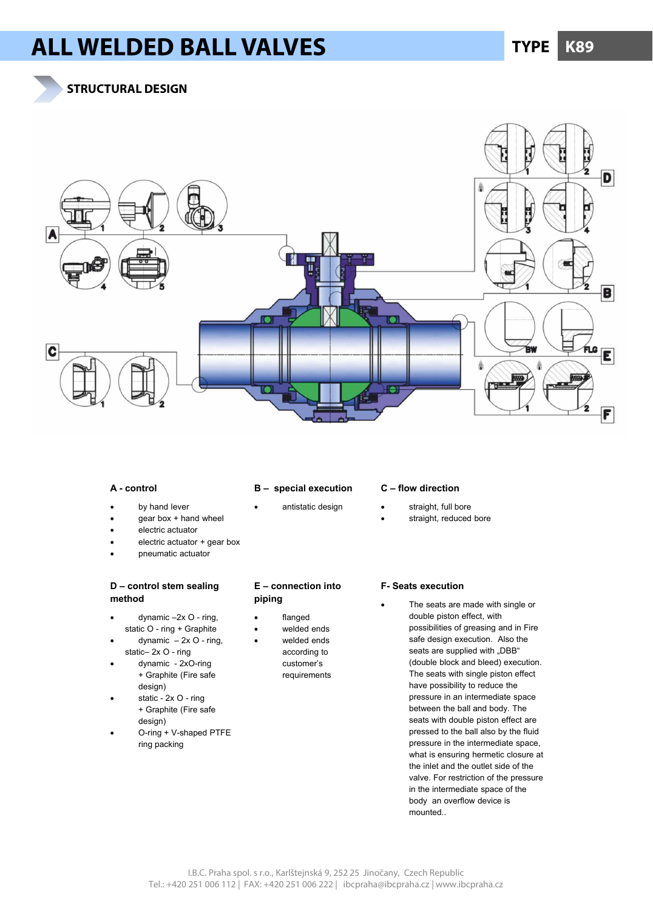# ALL WELDED BALL VALVES

TYPE **K89**

## STRUCTURAL DESIGN

### A - control

- by hand lever
- gear box + hand wheel
- electric actuator
- electric actuator + gear box
- pneumatic actuator

### B – special execution

- antistatic design

### C – flow direction

- straight, full bore
- straight, reduced bore

### D – control stem sealing method

- dynamic –2x O - ring, static O - ring + Graphite
- dynamic – 2x O - ring, static– 2x O - ring
- dynamic - 2xO-ring + Graphite (Fire safe design)
- static - 2x O - ring + Graphite (Fire safe design)
- O-ring + V-shaped PTFE ring packing

### E – connection into piping

- flanged
- welded ends
- welded ends according to customer's requirements

### F- Seats execution

- The seats are made with single or double piston effect, with possibilities of greasing and in Fire safe design execution. Also the seats are supplied with „DBB" (double block and bleed) execution. The seats with single piston effect have possibility to reduce the pressure in an intermediate space between the ball and body. The seats with double piston effect are pressed to the ball also by the fluid pressure in the intermediate space, what is ensuring hermetic closure at the inlet and the outlet side of the valve. For restriction of the pressure in the intermediate space of the body an overflow device is mounted..

I.B.C. Praha spol. s r.o., Karlštejnská 9, 252 25 Jinočany, Czech Republic
Tel.: +420 251 006 112 | FAX: +420 251 006 222 | ibcpraha@ibcpraha.cz | www.ibcpraha.cz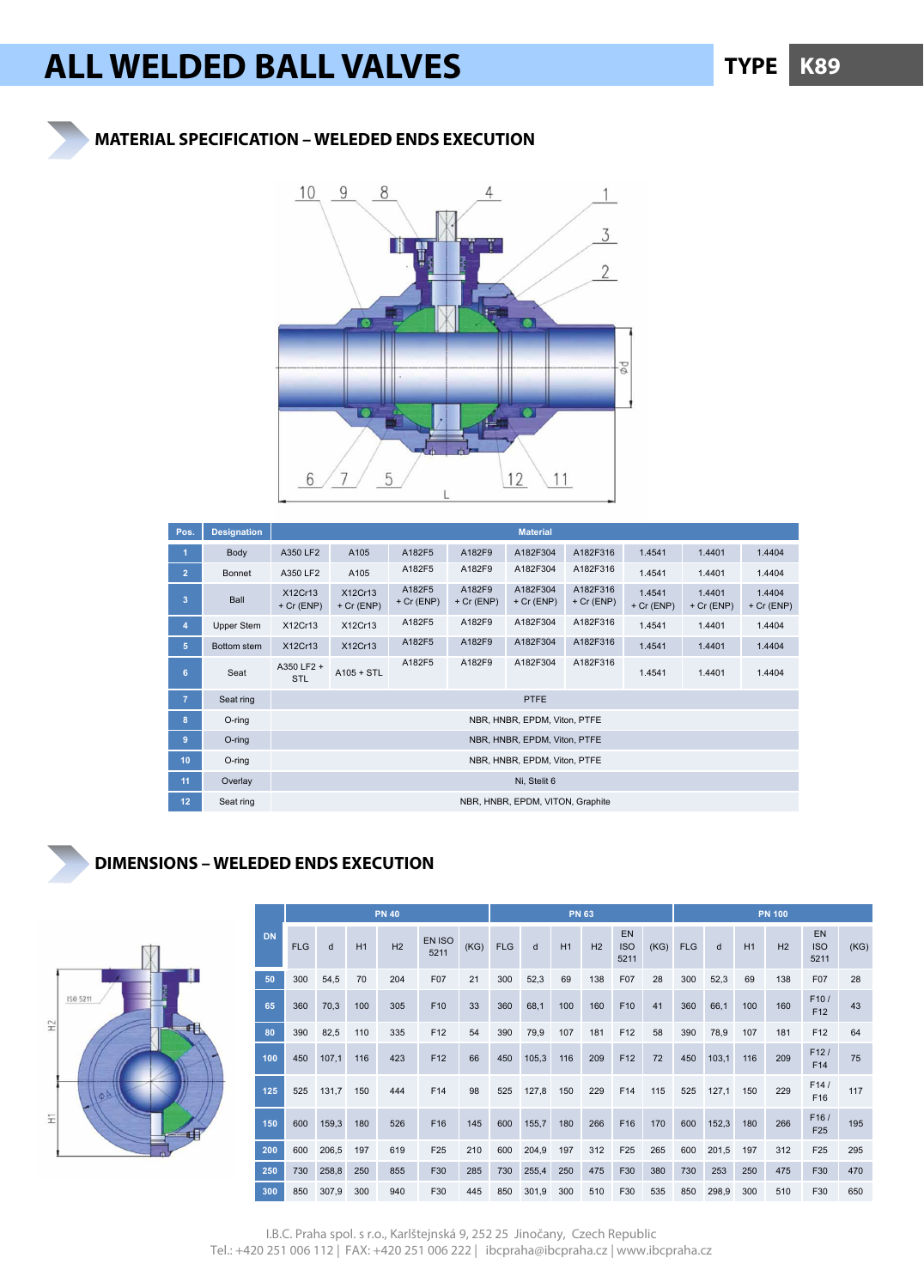# ALL WELDED BALL VALVES

**TYPE K89**

## MATERIAL SPECIFICATION – WELEDED ENDS EXECUTION

| Pos. | Designation | Material | | | | | | | | |
|---|---|---|---|---|---|---|---|---|---|---|
| 1 | Body | A350 LF2 | A105 | A182F5 | A182F9 | A182F304 | A182F316 | 1.4541 | 1.4401 | 1.4404 |
| 2 | Bonnet | A350 LF2 | A105 | A182F5 | A182F9 | A182F304 | A182F316 | 1.4541 | 1.4401 | 1.4404 |
| 3 | Ball | X12Cr13 + Cr (ENP) | X12Cr13 + Cr (ENP) | A182F5 + Cr (ENP) | A182F9 + Cr (ENP) | A182F304 + Cr (ENP) | A182F316 + Cr (ENP) | 1.4541 + Cr (ENP) | 1.4401 + Cr (ENP) | 1.4404 + Cr (ENP) |
| 4 | Upper Stem | X12Cr13 | X12Cr13 | A182F5 | A182F9 | A182F304 | A182F316 | 1.4541 | 1.4401 | 1.4404 |
| 5 | Bottom stem | X12Cr13 | X12Cr13 | A182F5 | A182F9 | A182F304 | A182F316 | 1.4541 | 1.4401 | 1.4404 |
| 6 | Seat | A350 LF2 + STL | A105 + STL | A182F5 | A182F9 | A182F304 | A182F316 | 1.4541 | 1.4401 | 1.4404 |
| 7 | Seat ring | PTFE | | | | | | | | |
| 8 | O-ring | NBR, HNBR, EPDM, Viton, PTFE | | | | | | | | |
| 9 | O-ring | NBR, HNBR, EPDM, Viton, PTFE | | | | | | | | |
| 10 | O-ring | NBR, HNBR, EPDM, Viton, PTFE | | | | | | | | |
| 11 | Overlay | Ni, Stelit 6 | | | | | | | | |
| 12 | Seat ring | NBR, HNBR, EPDM, VITON, Graphite | | | | | | | | |

## DIMENSIONS – WELEDED ENDS EXECUTION

| DN | PN 40 | | | | | | PN 63 | | | | | | PN 100 | | | | | |
|---|---|---|---|---|---|---|---|---|---|---|---|---|---|---|---|---|---|---|
| | FLG | d | H1 | H2 | EN ISO 5211 | (KG) | FLG | d | H1 | H2 | EN ISO 5211 | (KG) | FLG | d | H1 | H2 | EN ISO 5211 | (KG) |
| 50 | 300 | 54,5 | 70 | 204 | F07 | 21 | 300 | 52,3 | 69 | 138 | F07 | 28 | 300 | 52,3 | 69 | 138 | F07 | 28 |
| 65 | 360 | 70,3 | 100 | 305 | F10 | 33 | 360 | 68,1 | 100 | 160 | F10 | 41 | 360 | 66,1 | 100 | 160 | F10 / F12 | 43 |
| 80 | 390 | 82,5 | 110 | 335 | F12 | 54 | 390 | 79,9 | 107 | 181 | F12 | 58 | 390 | 78,9 | 107 | 181 | F12 | 64 |
| 100 | 450 | 107,1 | 116 | 423 | F12 | 66 | 450 | 105,3 | 116 | 209 | F12 | 72 | 450 | 103,1 | 116 | 209 | F12 / F14 | 75 |
| 125 | 525 | 131,7 | 150 | 444 | F14 | 98 | 525 | 127,8 | 150 | 229 | F14 | 115 | 525 | 127,1 | 150 | 229 | F14 / F16 | 117 |
| 150 | 600 | 159,3 | 180 | 526 | F16 | 145 | 600 | 155,7 | 180 | 266 | F16 | 170 | 600 | 152,3 | 180 | 266 | F16 / F25 | 195 |
| 200 | 600 | 206,5 | 197 | 619 | F25 | 210 | 600 | 204,9 | 197 | 312 | F25 | 265 | 600 | 201,5 | 197 | 312 | F25 | 295 |
| 250 | 730 | 258,8 | 250 | 855 | F30 | 285 | 730 | 255,4 | 250 | 475 | F30 | 380 | 730 | 253 | 250 | 475 | F30 | 470 |
| 300 | 850 | 307,9 | 300 | 940 | F30 | 445 | 850 | 301,9 | 300 | 510 | F30 | 535 | 850 | 298,9 | 300 | 510 | F30 | 650 |

I.B.C. Praha spol. s r.o., Karlštejnská 9, 252 25 Jinočany, Czech Republic
Tel.: +420 251 006 112 | FAX: +420 251 006 222 | ibcpraha@ibcpraha.cz | www.ibcpraha.cz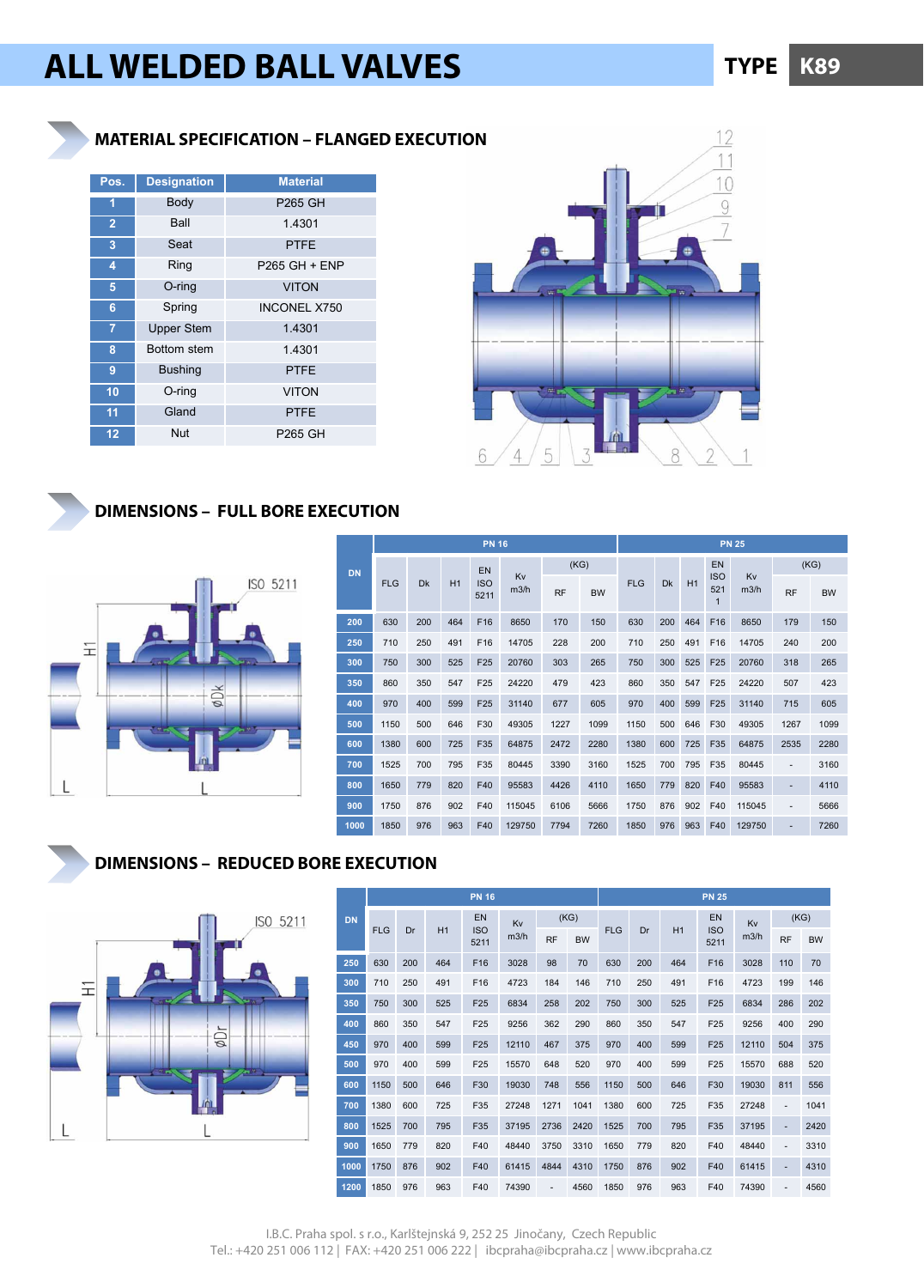# ALL WELDED BALL VALVES

TYPE K89

## MATERIAL SPECIFICATION – FLANGED EXECUTION

| Pos. | Designation | Material |
|---|---|---|
| 1 | Body | P265 GH |
| 2 | Ball | 1.4301 |
| 3 | Seat | PTFE |
| 4 | Ring | P265 GH + ENP |
| 5 | O-ring | VITON |
| 6 | Spring | INCONEL X750 |
| 7 | Upper Stem | 1.4301 |
| 8 | Bottom stem | 1.4301 |
| 9 | Bushing | PTFE |
| 10 | O-ring | VITON |
| 11 | Gland | PTFE |
| 12 | Nut | P265 GH |

## DIMENSIONS – FULL BORE EXECUTION

| DN | PN 16 | | | | | | | PN 25 | | | | | | |
|---|---|---|---|---|---|---|---|---|---|---|---|---|---|---|
| | FLG | Dk | H1 | EN ISO 5211 | Kv m3/h | (KG) RF | (KG) BW | FLG | Dk | H1 | EN ISO 5211 | Kv m3/h | (KG) RF | (KG) BW |
| 200 | 630 | 200 | 464 | F16 | 8650 | 170 | 150 | 630 | 200 | 464 | F16 | 8650 | 179 | 150 |
| 250 | 710 | 250 | 491 | F16 | 14705 | 228 | 200 | 710 | 250 | 491 | F16 | 14705 | 240 | 200 |
| 300 | 750 | 300 | 525 | F25 | 20760 | 303 | 265 | 750 | 300 | 525 | F25 | 20760 | 318 | 265 |
| 350 | 860 | 350 | 547 | F25 | 24220 | 479 | 423 | 860 | 350 | 547 | F25 | 24220 | 507 | 423 |
| 400 | 970 | 400 | 599 | F25 | 31140 | 677 | 605 | 970 | 400 | 599 | F25 | 31140 | 715 | 605 |
| 500 | 1150 | 500 | 646 | F30 | 49305 | 1227 | 1099 | 1150 | 500 | 646 | F30 | 49305 | 1267 | 1099 |
| 600 | 1380 | 600 | 725 | F35 | 64875 | 2472 | 2280 | 1380 | 600 | 725 | F35 | 64875 | 2535 | 2280 |
| 700 | 1525 | 700 | 795 | F35 | 80445 | 3390 | 3160 | 1525 | 700 | 795 | F35 | 80445 | - | 3160 |
| 800 | 1650 | 779 | 820 | F40 | 95583 | 4426 | 4110 | 1650 | 779 | 820 | F40 | 95583 | - | 4110 |
| 900 | 1750 | 876 | 902 | F40 | 115045 | 6106 | 5666 | 1750 | 876 | 902 | F40 | 115045 | - | 5666 |
| 1000 | 1850 | 976 | 963 | F40 | 129750 | 7794 | 7260 | 1850 | 976 | 963 | F40 | 129750 | - | 7260 |

## DIMENSIONS – REDUCED BORE EXECUTION

| DN | PN 16 | | | | | | | PN 25 | | | | | | |
|---|---|---|---|---|---|---|---|---|---|---|---|---|---|---|
| | FLG | Dr | H1 | EN ISO 5211 | Kv m3/h | (KG) RF | (KG) BW | FLG | Dr | H1 | EN ISO 5211 | Kv m3/h | (KG) RF | (KG) BW |
| 250 | 630 | 200 | 464 | F16 | 3028 | 98 | 70 | 630 | 200 | 464 | F16 | 3028 | 110 | 70 |
| 300 | 710 | 250 | 491 | F16 | 4723 | 184 | 146 | 710 | 250 | 491 | F16 | 4723 | 199 | 146 |
| 350 | 750 | 300 | 525 | F25 | 6834 | 258 | 202 | 750 | 300 | 525 | F25 | 6834 | 286 | 202 |
| 400 | 860 | 350 | 547 | F25 | 9256 | 362 | 290 | 860 | 350 | 547 | F25 | 9256 | 400 | 290 |
| 450 | 970 | 400 | 599 | F25 | 12110 | 467 | 375 | 970 | 400 | 599 | F25 | 12110 | 504 | 375 |
| 500 | 970 | 400 | 599 | F25 | 15570 | 648 | 520 | 970 | 400 | 599 | F25 | 15570 | 688 | 520 |
| 600 | 1150 | 500 | 646 | F30 | 19030 | 748 | 556 | 1150 | 500 | 646 | F30 | 19030 | 811 | 556 |
| 700 | 1380 | 600 | 725 | F35 | 27248 | 1271 | 1041 | 1380 | 600 | 725 | F35 | 27248 | - | 1041 |
| 800 | 1525 | 700 | 795 | F35 | 37195 | 2736 | 2420 | 1525 | 700 | 795 | F35 | 37195 | - | 2420 |
| 900 | 1650 | 779 | 820 | F40 | 48440 | 3750 | 3310 | 1650 | 779 | 820 | F40 | 48440 | - | 3310 |
| 1000 | 1750 | 876 | 902 | F40 | 61415 | 4844 | 4310 | 1750 | 876 | 902 | F40 | 61415 | - | 4310 |
| 1200 | 1850 | 976 | 963 | F40 | 74390 | - | 4560 | 1850 | 976 | 963 | F40 | 74390 | - | 4560 |

I.B.C. Praha spol. s r.o., Karlštejnská 9, 252 25 Jinočany, Czech Republic
Tel.: +420 251 006 112 | FAX: +420 251 006 222 | ibcpraha@ibcpraha.cz | www.ibcpraha.cz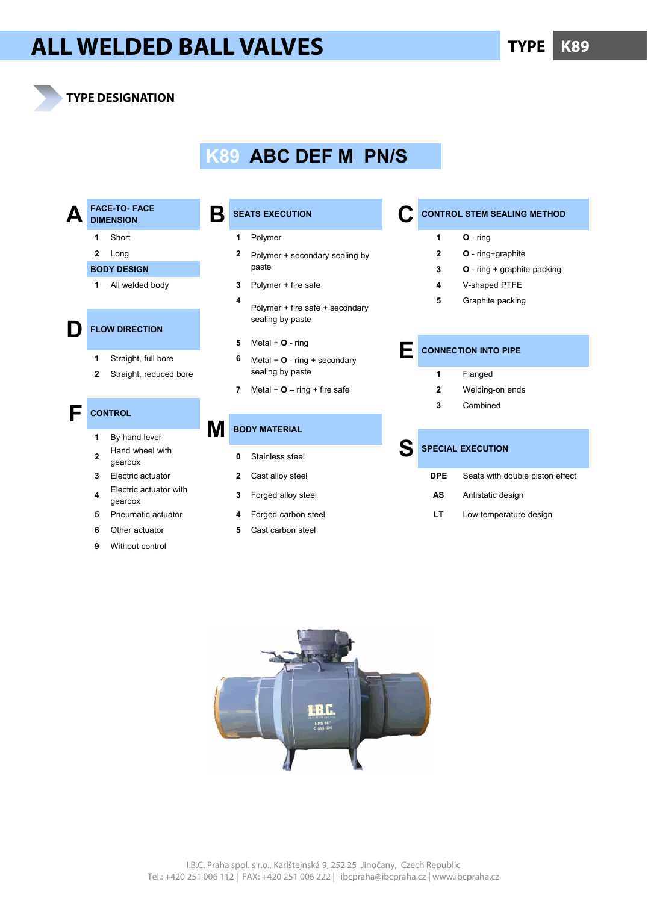# ALL WELDED BALL VALVES

TYPE **K89**

## TYPE DESIGNATION

**K89 ABC DEF M PN/S**

### A — FACE-TO- FACE DIMENSION

| | |
|---|---|
| 1 | Short |
| 2 | Long |

**BODY DESIGN**

| | |
|---|---|
| 1 | All welded body |

### D — FLOW DIRECTION

| | |
|---|---|
| 1 | Straight, full bore |
| 2 | Straight, reduced bore |

### F — CONTROL

| | |
|---|---|
| 1 | By hand lever |
| 2 | Hand wheel with gearbox |
| 3 | Electric actuator |
| 4 | Electric actuator with gearbox |
| 5 | Pneumatic actuator |
| 6 | Other actuator |
| 9 | Without control |

### B — SEATS EXECUTION

| | |
|---|---|
| 1 | Polymer |
| 2 | Polymer + secondary sealing by paste |
| 3 | Polymer + fire safe |
| 4 | Polymer + fire safe + secondary sealing by paste |
| 5 | Metal + **O** - ring |
| 6 | Metal + **O** - ring + secondary sealing by paste |
| 7 | Metal + **O** – ring + fire safe |

### M — BODY MATERIAL

| | |
|---|---|
| 0 | Stainless steel |
| 2 | Cast alloy steel |
| 3 | Forged alloy steel |
| 4 | Forged carbon steel |
| 5 | Cast carbon steel |

### C — CONTROL STEM SEALING METHOD

| | |
|---|---|
| 1 | **O** - ring |
| 2 | **O** - ring+graphite |
| 3 | **O** - ring + graphite packing |
| 4 | V-shaped PTFE |
| 5 | Graphite packing |

### E — CONNECTION INTO PIPE

| | |
|---|---|
| 1 | Flanged |
| 2 | Welding-on ends |
| 3 | Combined |

### S — SPECIAL EXECUTION

| | |
|---|---|
| DPE | Seats with double piston effect |
| AS | Antistatic design |
| LT | Low temperature design |

I.B.C. Praha spol. s r.o., Karlštejnská 9, 252 25 Jinočany, Czech Republic
Tel.: +420 251 006 112 | FAX: +420 251 006 222 | ibcpraha@ibcpraha.cz | www.ibcpraha.cz